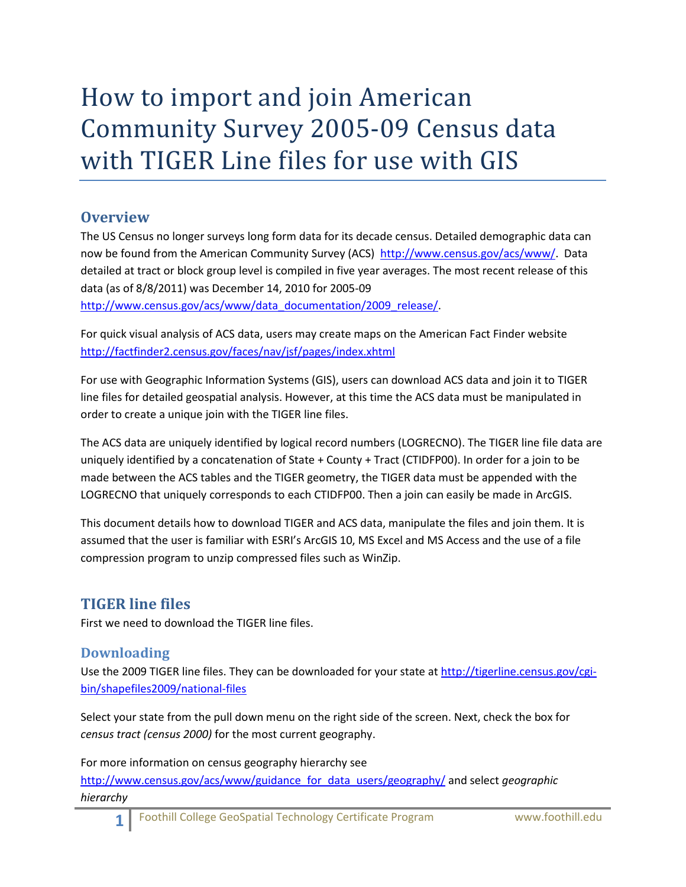# How to import and join American Community Survey 2005-09 Census data with TIGER Line files for use with GIS

## Overview

The US Census no longer surveys long form data for its decade census. Detailed demographic data can now be found from the American Community Survey (ACS) http://www.census.gov/acs/www/. Data detailed at tract or block group level is compiled in five year averages. The most recent release of this data (as of 8/8/2011) was December 14, 2010 for 2005-09 http://www.census.gov/acs/www/data_documentation/2009_release/.

For quick visual analysis of ACS data, users may create maps on the American Fact Finder website http://factfinder2.census.gov/faces/nav/jsf/pages/index.xhtml

For use with Geographic Information Systems (GIS), users can download ACS data and join it to TIGER line files for detailed geospatial analysis. However, at this time the ACS data must be manipulated in order to create a unique join with the TIGER line files.

The ACS data are uniquely identified by logical record numbers (LOGRECNO). The TIGER line file data are uniquely identified by a concatenation of State + County + Tract (CTIDFP00). In order for a join to be made between the ACS tables and the TIGER geometry, the TIGER data must be appended with the LOGRECNO that uniquely corresponds to each CTIDFP00. Then a join can easily be made in ArcGIS.

This document details how to download TIGER and ACS data, manipulate the files and join them. It is assumed that the user is familiar with ESRI's ArcGIS 10, MS Excel and MS Access and the use of a file compression program to unzip compressed files such as WinZip.

## TIGER line files

First we need to download the TIGER line files.

### Downloading

Use the 2009 TIGER line files. They can be downloaded for your state at http://tigerline.census.gov/cgi-bin/shapefiles2009/national-files

Select your state from the pull down menu on the right side of the screen. Next, check the box for *census tract (census 2000)* for the most current geography.

For more information on census geography hierarchy see http://www.census.gov/acs/www/guidance_for_data_users/geography/ and select *geographic hierarchy*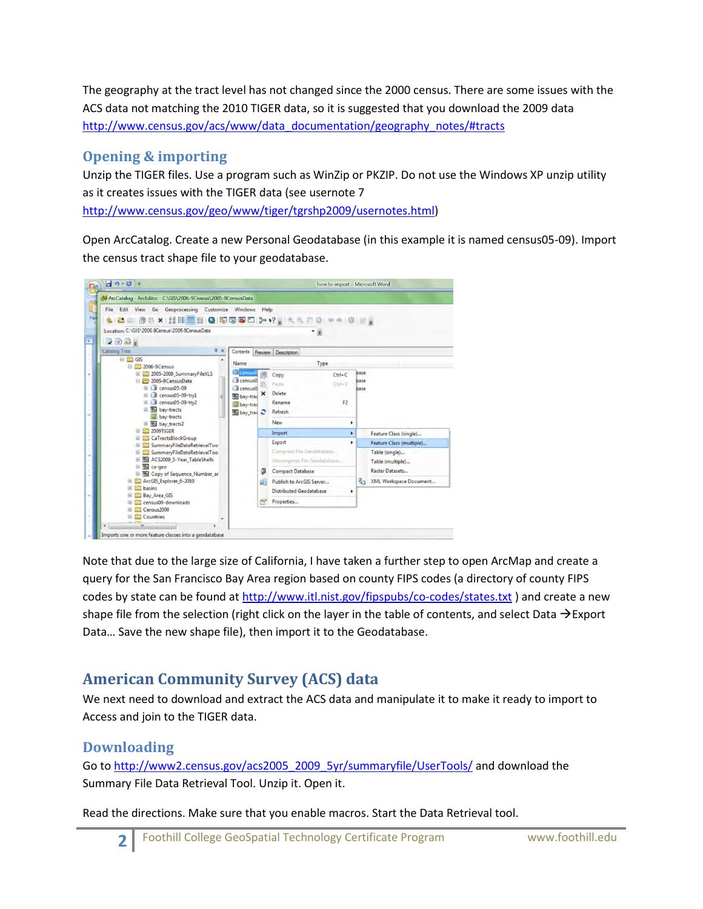The geography at the tract level has not changed since the 2000 census. There are some issues with the ACS data not matching the 2010 TIGER data, so it is suggested that you download the 2009 data http://www.census.gov/acs/www/data_documentation/geography_notes/#tracts

## Opening & importing

Unzip the TIGER files. Use a program such as WinZip or PKZIP. Do not use the Windows XP unzip utility as it creates issues with the TIGER data (see usernote 7 http://www.census.gov/geo/www/tiger/tgrshp2009/usernotes.html)

Open ArcCatalog. Create a new Personal Geodatabase (in this example it is named census05-09). Import the census tract shape file to your geodatabase.

Note that due to the large size of California, I have taken a further step to open ArcMap and create a query for the San Francisco Bay Area region based on county FIPS codes (a directory of county FIPS codes by state can be found at http://www.itl.nist.gov/fipspubs/co-codes/states.txt ) and create a new shape file from the selection (right click on the layer in the table of contents, and select Data →Export Data… Save the new shape file), then import it to the Geodatabase.

# American Community Survey (ACS) data

We next need to download and extract the ACS data and manipulate it to make it ready to import to Access and join to the TIGER data.

## Downloading

Go to http://www2.census.gov/acs2005_2009_5yr/summaryfile/UserTools/ and download the Summary File Data Retrieval Tool. Unzip it. Open it.

Read the directions. Make sure that you enable macros. Start the Data Retrieval tool.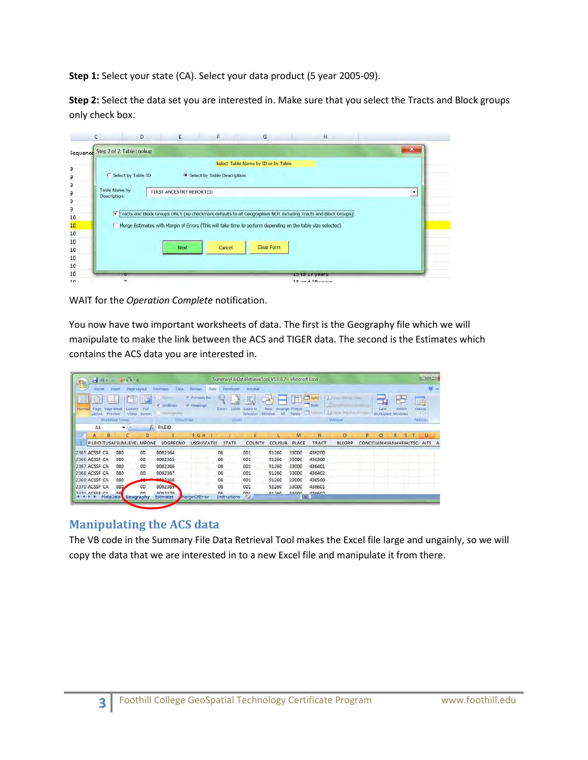**Step 1:** Select your state (CA). Select your data product (5 year 2005-09).

**Step 2:** Select the data set you are interested in. Make sure that you select the Tracts and Block groups only check box.

WAIT for the *Operation Complete* notification.

You now have two important worksheets of data. The first is the Geography file which we will manipulate to make the link between the ACS and TIGER data. The second is the Estimates which contains the ACS data you are interested in.

## Manipulating the ACS data

The VB code in the Summary File Data Retrieval Tool makes the Excel file large and ungainly, so we will copy the data that we are interested in to a new Excel file and manipulate it from there.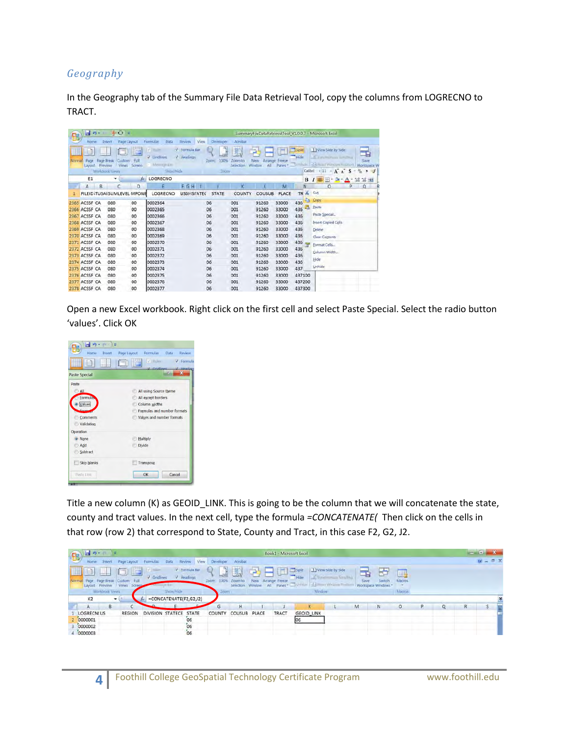## Geography

In the Geography tab of the Summary File Data Retrieval Tool, copy the columns from LOGRECNO to TRACT.

Open a new Excel workbook. Right click on the first cell and select Paste Special. Select the radio button 'values'. Click OK

Title a new column (K) as GEOID_LINK. This is going to be the column that we will concatenate the state, county and tract values. In the next cell, type the formula *=CONCATENATE(* Then click on the cells in that row (row 2) that correspond to State, County and Tract, in this case F2, G2, J2.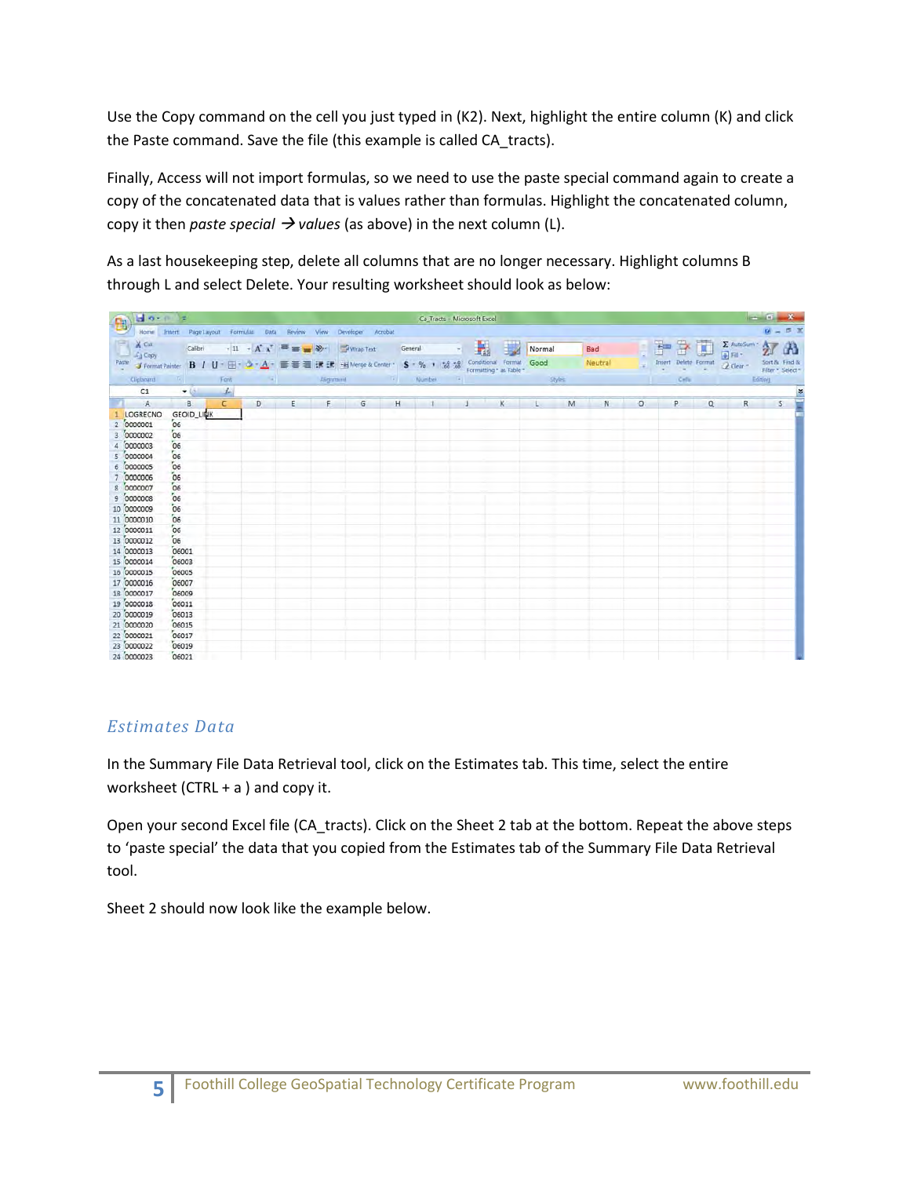Use the Copy command on the cell you just typed in (K2). Next, highlight the entire column (K) and click the Paste command. Save the file (this example is called CA_tracts).

Finally, Access will not import formulas, so we need to use the paste special command again to create a copy of the concatenated data that is values rather than formulas. Highlight the concatenated column, copy it then *paste special → values* (as above) in the next column (L).

As a last housekeeping step, delete all columns that are no longer necessary. Highlight columns B through L and select Delete. Your resulting worksheet should look as below:

## *Estimates Data*

In the Summary File Data Retrieval tool, click on the Estimates tab. This time, select the entire worksheet (CTRL + a ) and copy it.

Open your second Excel file (CA_tracts). Click on the Sheet 2 tab at the bottom. Repeat the above steps to 'paste special' the data that you copied from the Estimates tab of the Summary File Data Retrieval tool.

Sheet 2 should now look like the example below.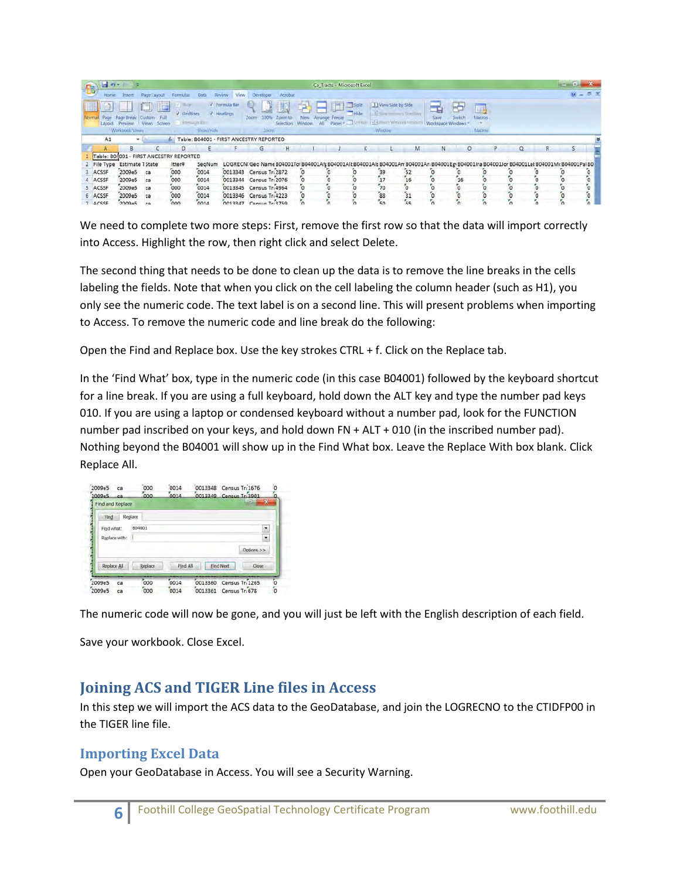We need to complete two more steps: First, remove the first row so that the data will import correctly into Access. Highlight the row, then right click and select Delete.

The second thing that needs to be done to clean up the data is to remove the line breaks in the cells labeling the fields. Note that when you click on the cell labeling the column header (such as H1), you only see the numeric code. The text label is on a second line. This will present problems when importing to Access. To remove the numeric code and line break do the following:

Open the Find and Replace box. Use the key strokes CTRL + f. Click on the Replace tab.

In the 'Find What' box, type in the numeric code (in this case B04001) followed by the keyboard shortcut for a line break. If you are using a full keyboard, hold down the ALT key and type the number pad keys 010. If you are using a laptop or condensed keyboard without a number pad, look for the FUNCTION number pad inscribed on your keys, and hold down FN + ALT + 010 (in the inscribed number pad). Nothing beyond the B04001 will show up in the Find What box. Leave the Replace With box blank. Click Replace All.

The numeric code will now be gone, and you will just be left with the English description of each field.

Save your workbook. Close Excel.

## Joining ACS and TIGER Line files in Access

In this step we will import the ACS data to the GeoDatabase, and join the LOGRECNO to the CTIDFP00 in the TIGER line file.

### Importing Excel Data

Open your GeoDatabase in Access. You will see a Security Warning.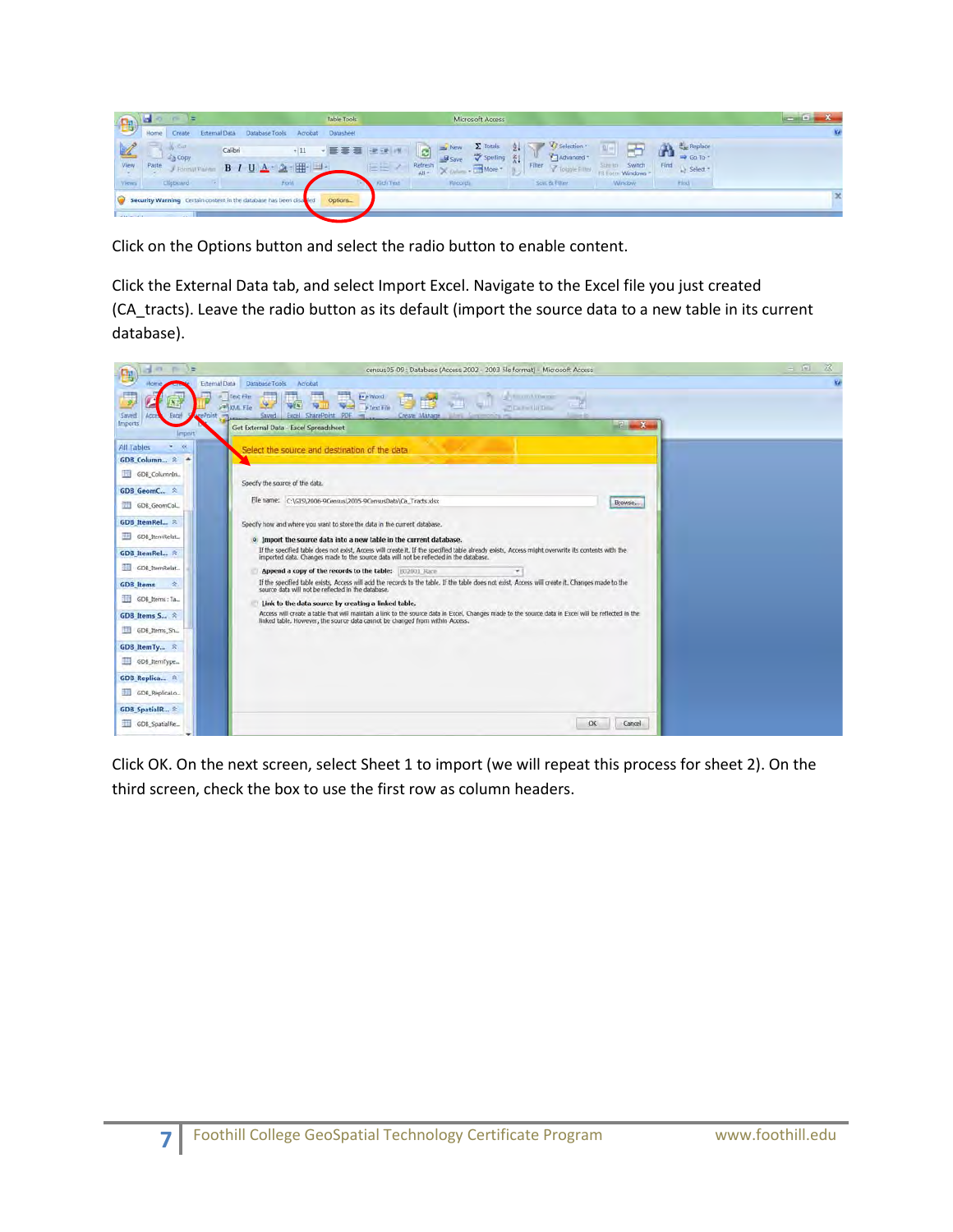Click on the Options button and select the radio button to enable content.

Click the External Data tab, and select Import Excel. Navigate to the Excel file you just created (CA_tracts). Leave the radio button as its default (import the source data to a new table in its current database).

Click OK. On the next screen, select Sheet 1 to import (we will repeat this process for sheet 2). On the third screen, check the box to use the first row as column headers.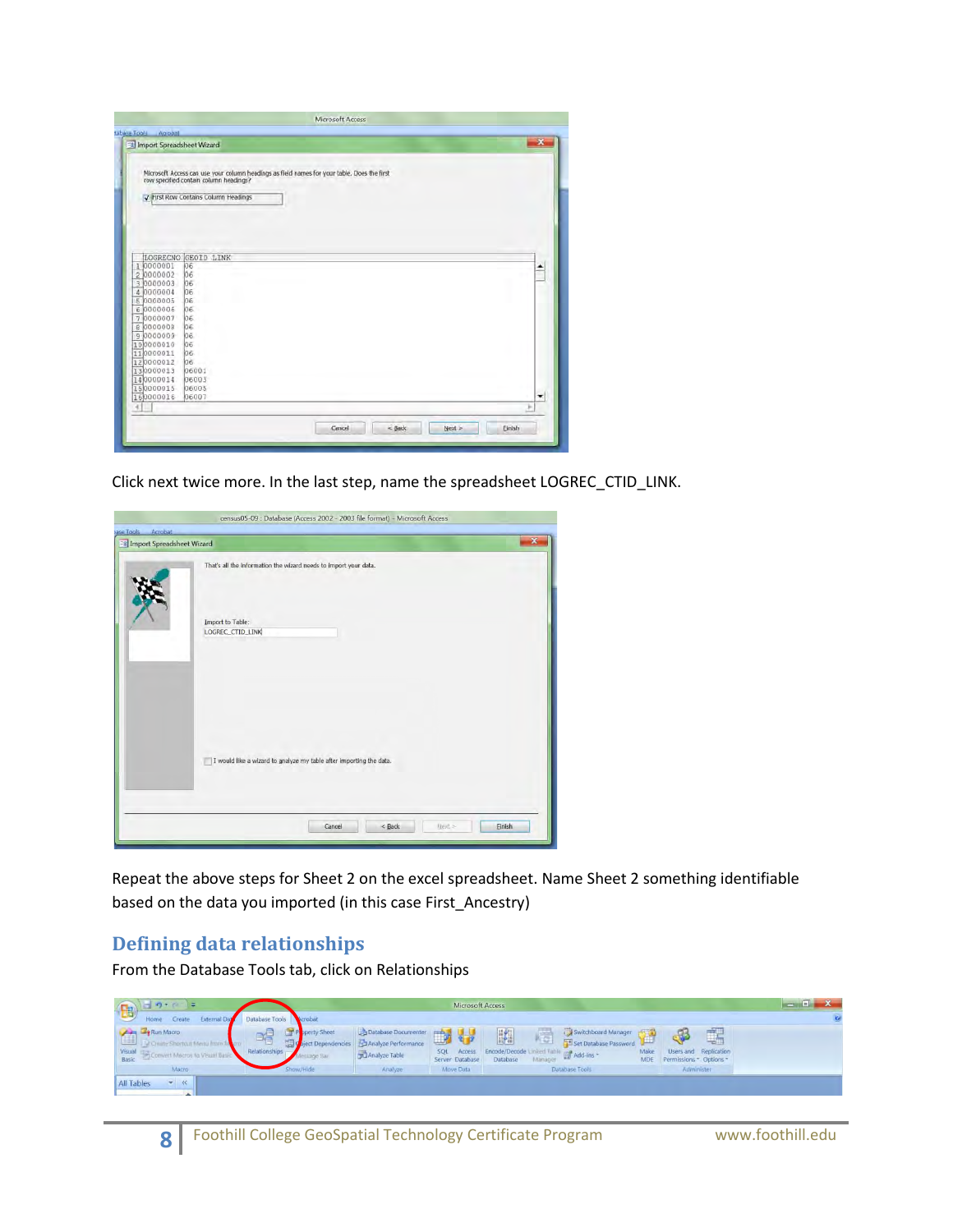Click next twice more. In the last step, name the spreadsheet LOGREC_CTID_LINK.

Repeat the above steps for Sheet 2 on the excel spreadsheet. Name Sheet 2 something identifiable based on the data you imported (in this case First_Ancestry)

## Defining data relationships

From the Database Tools tab, click on Relationships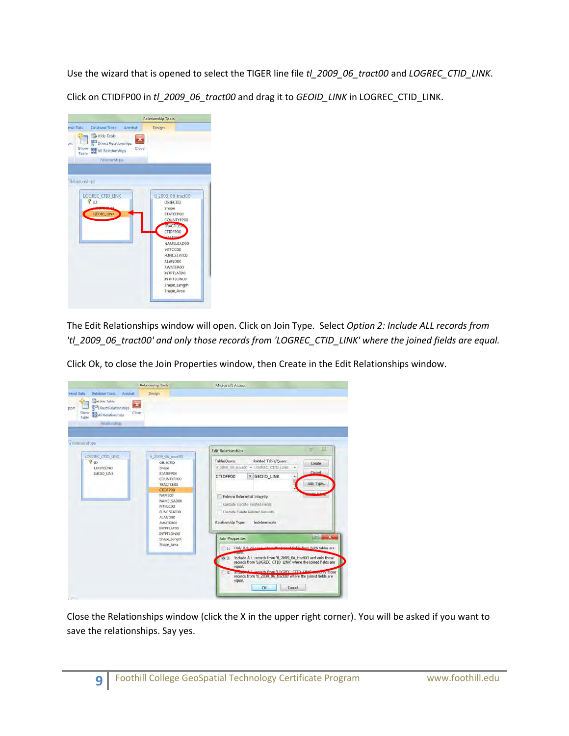Use the wizard that is opened to select the TIGER line file *tl_2009_06_tract00* and *LOGREC_CTID_LINK*.

Click on CTIDFP00 in *tl_2009_06_tract00* and drag it to *GEOID_LINK* in LOGREC_CTID_LINK.

The Edit Relationships window will open. Click on Join Type. Select *Option 2: Include ALL records from 'tl_2009_06_tract00' and only those records from 'LOGREC_CTID_LINK' where the joined fields are equal.*

Click Ok, to close the Join Properties window, then Create in the Edit Relationships window.

Close the Relationships window (click the X in the upper right corner). You will be asked if you want to save the relationships. Say yes.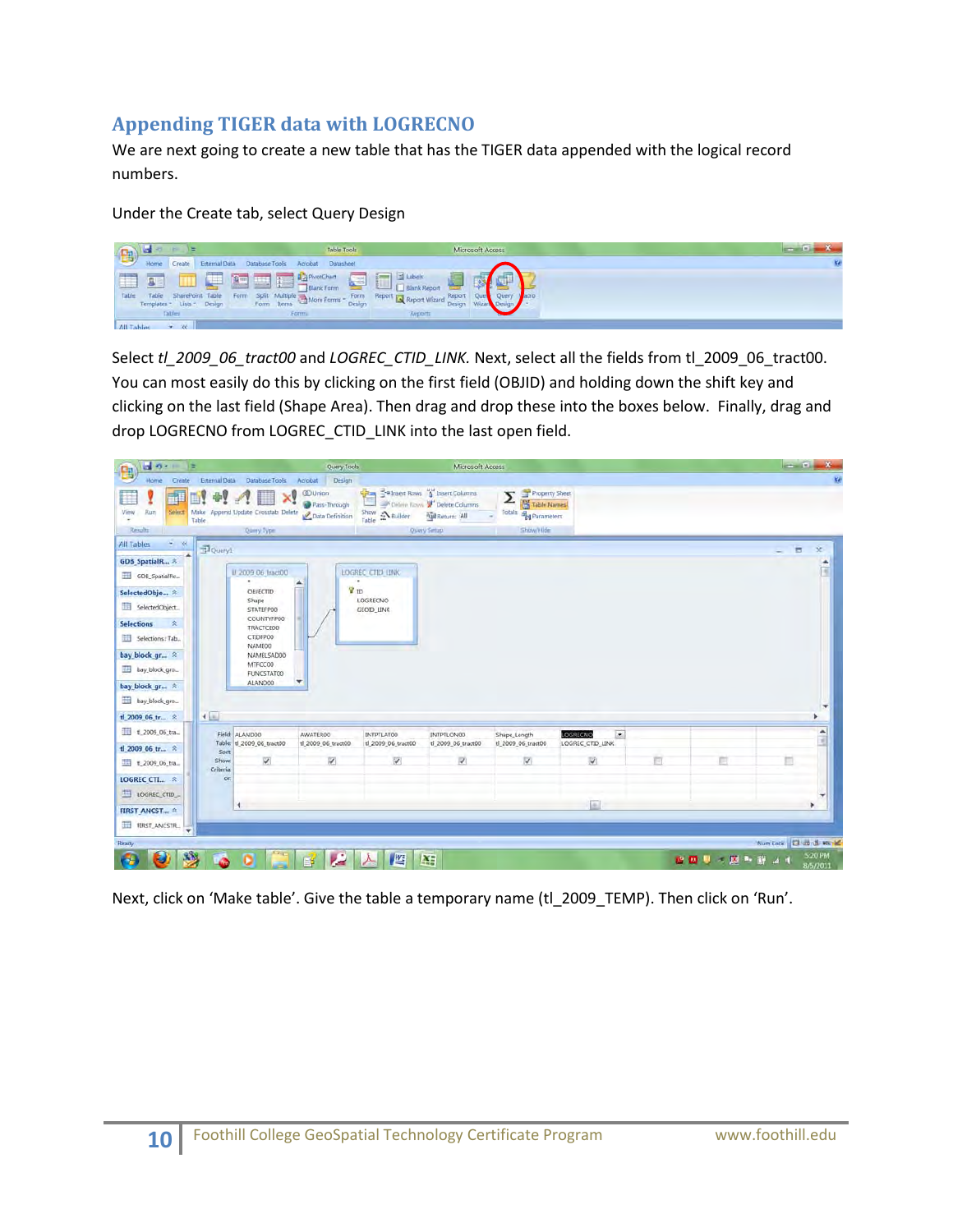## Appending TIGER data with LOGRECNO

We are next going to create a new table that has the TIGER data appended with the logical record numbers.

Under the Create tab, select Query Design

Select *tl_2009_06_tract00* and *LOGREC_CTID_LINK*. Next, select all the fields from tl_2009_06_tract00. You can most easily do this by clicking on the first field (OBJID) and holding down the shift key and clicking on the last field (Shape Area). Then drag and drop these into the boxes below. Finally, drag and drop LOGRECNO from LOGREC_CTID_LINK into the last open field.

Next, click on 'Make table'. Give the table a temporary name (tl_2009_TEMP). Then click on 'Run'.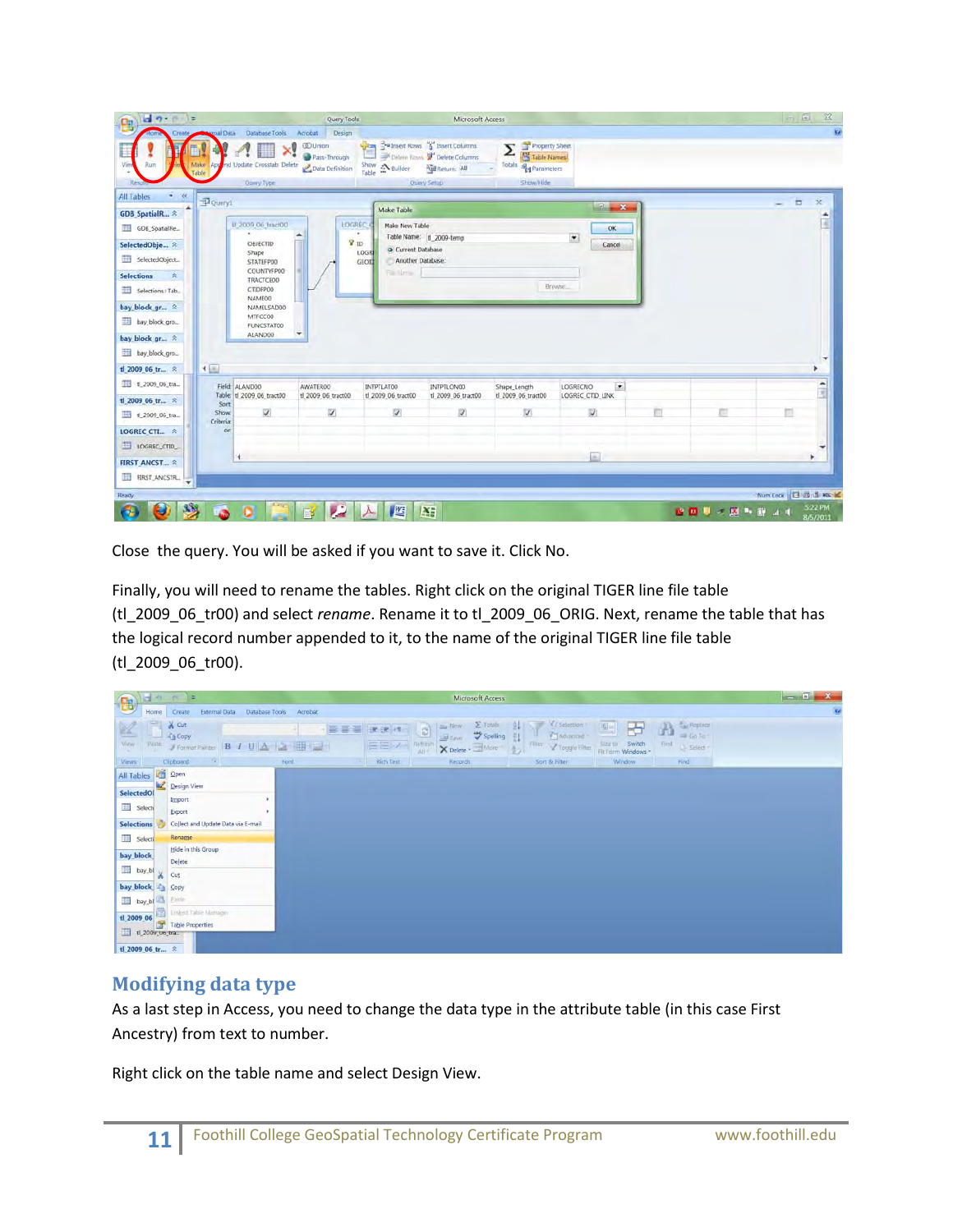Close the query. You will be asked if you want to save it. Click No.

Finally, you will need to rename the tables. Right click on the original TIGER line file table (tl_2009_06_tr00) and select *rename*. Rename it to tl_2009_06_ORIG. Next, rename the table that has the logical record number appended to it, to the name of the original TIGER line file table (tl_2009_06_tr00).

## Modifying data type

As a last step in Access, you need to change the data type in the attribute table (in this case First Ancestry) from text to number.

Right click on the table name and select Design View.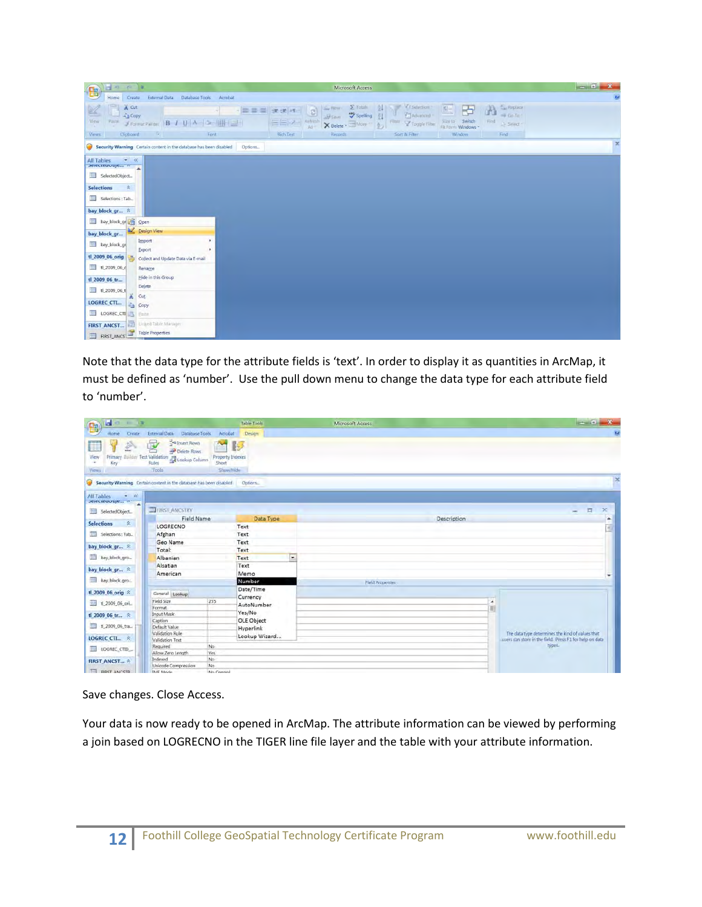Note that the data type for the attribute fields is 'text'. In order to display it as quantities in ArcMap, it must be defined as 'number'. Use the pull down menu to change the data type for each attribute field to 'number'.

Save changes. Close Access.

Your data is now ready to be opened in ArcMap. The attribute information can be viewed by performing a join based on LOGRECNO in the TIGER line file layer and the table with your attribute information.